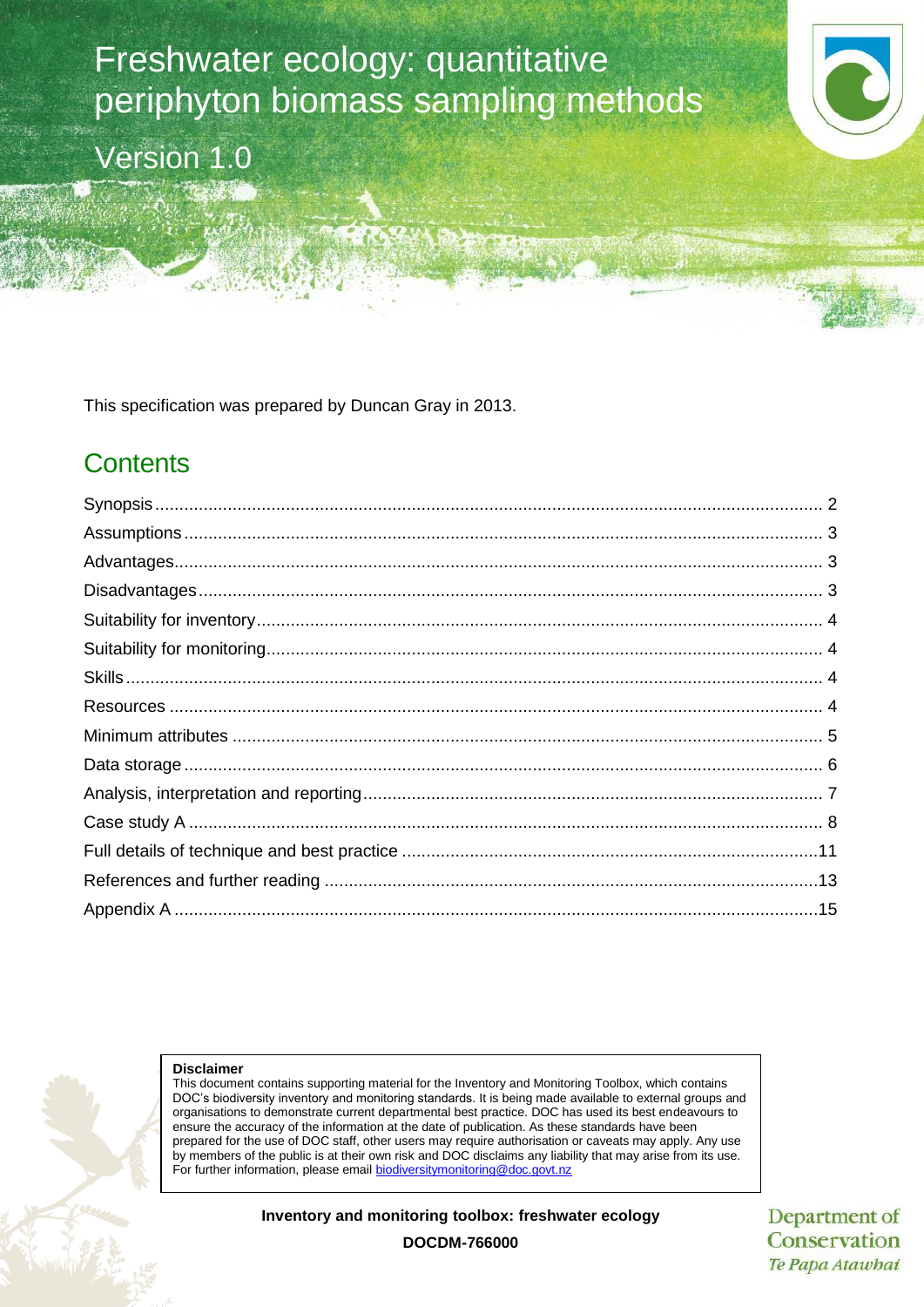# Freshwater ecology: quantitative periphyton biomass sampling methods

Version 1.0

This specification was prepared by Duncan Gray in 2013.

## Contents

Synopsis .... 2

Assumptions .... 3

Advantages .... 3

Disadvantages .... 3

Suitability for inventory .... 4

Suitability for monitoring .... 4

Skills .... 4

Resources .... 4

Minimum attributes .... 5

Data storage .... 6

Analysis, interpretation and reporting .... 7

Case study A .... 8

Full details of technique and best practice .... 11

References and further reading .... 13

Appendix A .... 15

**Disclaimer**

This document contains supporting material for the Inventory and Monitoring Toolbox, which contains DOC's biodiversity inventory and monitoring standards. It is being made available to external groups and organisations to demonstrate current departmental best practice. DOC has used its best endeavours to ensure the accuracy of the information at the date of publication. As these standards have been prepared for the use of DOC staff, other users may require authorisation or caveats may apply. Any use by members of the public is at their own risk and DOC disclaims any liability that may arise from its use. For further information, please email biodiversitymonitoring@doc.govt.nz

**Inventory and monitoring toolbox: freshwater ecology**

**DOCDM-766000**

Department of Conservation
*Te Papa Atawhai*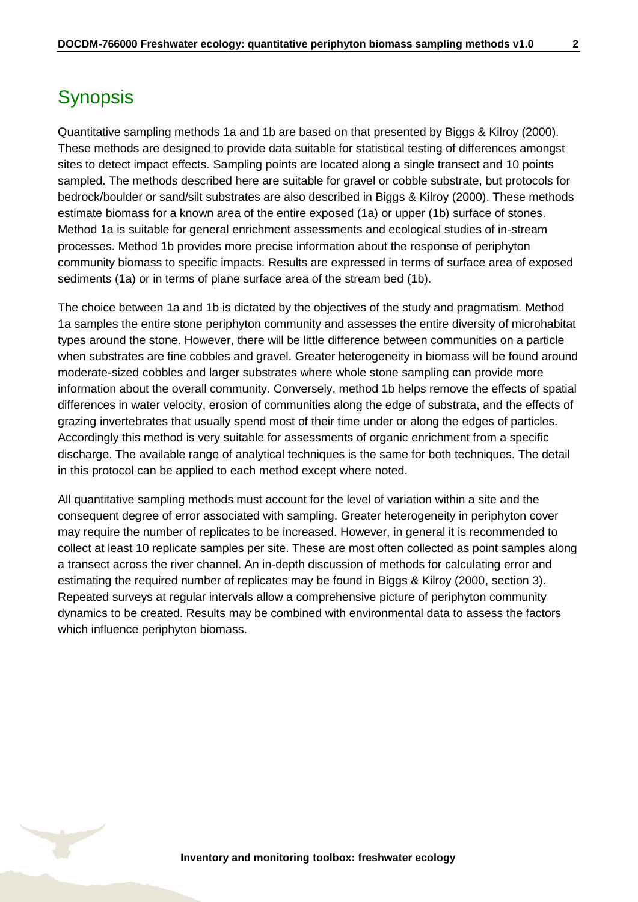# Synopsis

Quantitative sampling methods 1a and 1b are based on that presented by Biggs & Kilroy (2000). These methods are designed to provide data suitable for statistical testing of differences amongst sites to detect impact effects. Sampling points are located along a single transect and 10 points sampled. The methods described here are suitable for gravel or cobble substrate, but protocols for bedrock/boulder or sand/silt substrates are also described in Biggs & Kilroy (2000). These methods estimate biomass for a known area of the entire exposed (1a) or upper (1b) surface of stones. Method 1a is suitable for general enrichment assessments and ecological studies of in-stream processes. Method 1b provides more precise information about the response of periphyton community biomass to specific impacts. Results are expressed in terms of surface area of exposed sediments (1a) or in terms of plane surface area of the stream bed (1b).

The choice between 1a and 1b is dictated by the objectives of the study and pragmatism. Method 1a samples the entire stone periphyton community and assesses the entire diversity of microhabitat types around the stone. However, there will be little difference between communities on a particle when substrates are fine cobbles and gravel. Greater heterogeneity in biomass will be found around moderate-sized cobbles and larger substrates where whole stone sampling can provide more information about the overall community. Conversely, method 1b helps remove the effects of spatial differences in water velocity, erosion of communities along the edge of substrata, and the effects of grazing invertebrates that usually spend most of their time under or along the edges of particles. Accordingly this method is very suitable for assessments of organic enrichment from a specific discharge. The available range of analytical techniques is the same for both techniques. The detail in this protocol can be applied to each method except where noted.

All quantitative sampling methods must account for the level of variation within a site and the consequent degree of error associated with sampling. Greater heterogeneity in periphyton cover may require the number of replicates to be increased. However, in general it is recommended to collect at least 10 replicate samples per site. These are most often collected as point samples along a transect across the river channel. An in-depth discussion of methods for calculating error and estimating the required number of replicates may be found in Biggs & Kilroy (2000, section 3). Repeated surveys at regular intervals allow a comprehensive picture of periphyton community dynamics to be created. Results may be combined with environmental data to assess the factors which influence periphyton biomass.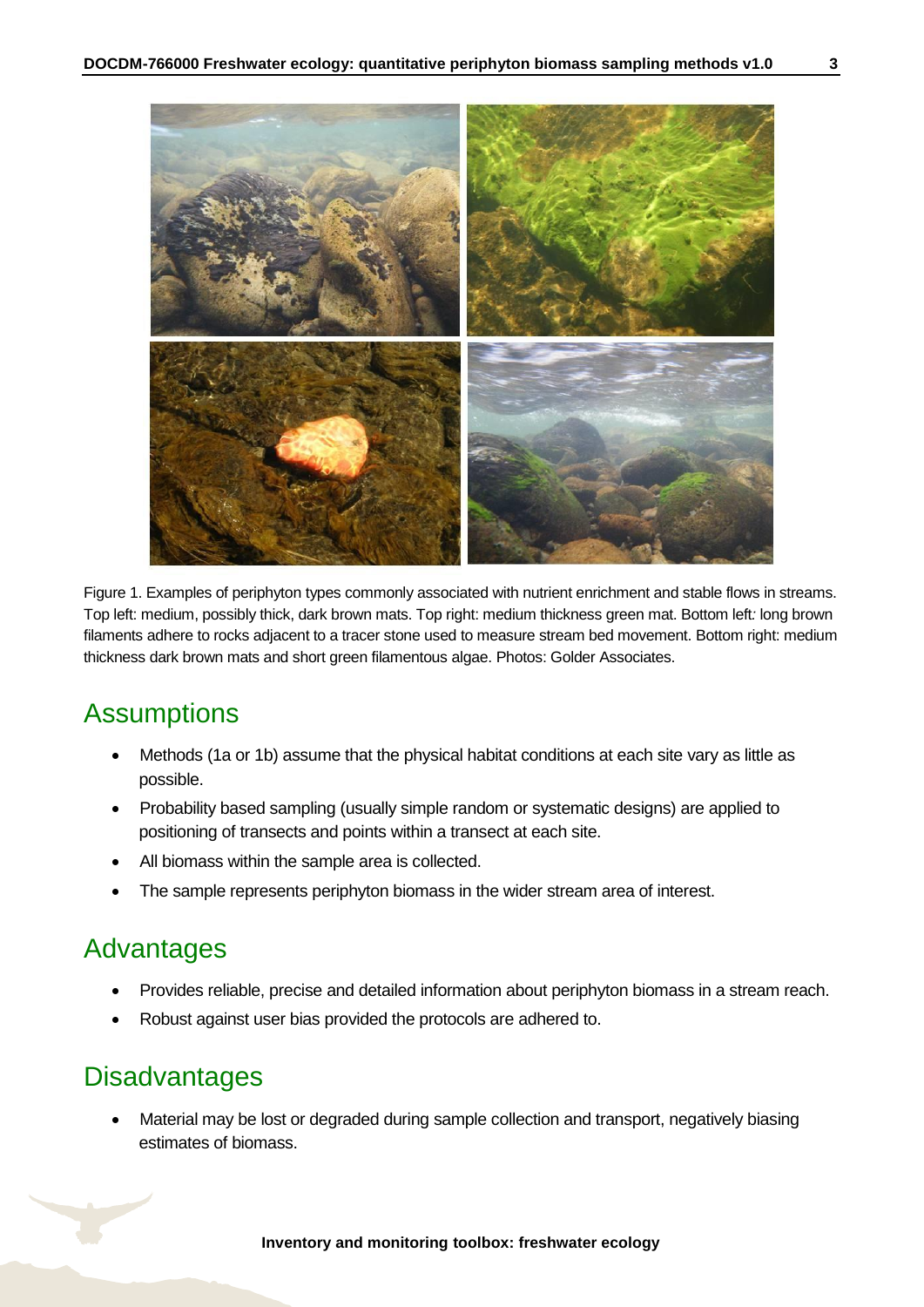Figure 1. Examples of periphyton types commonly associated with nutrient enrichment and stable flows in streams. Top left: medium, possibly thick, dark brown mats. Top right: medium thickness green mat. Bottom left: long brown filaments adhere to rocks adjacent to a tracer stone used to measure stream bed movement. Bottom right: medium thickness dark brown mats and short green filamentous algae. Photos: Golder Associates.

## Assumptions

- Methods (1a or 1b) assume that the physical habitat conditions at each site vary as little as possible.
- Probability based sampling (usually simple random or systematic designs) are applied to positioning of transects and points within a transect at each site.
- All biomass within the sample area is collected.
- The sample represents periphyton biomass in the wider stream area of interest.

## Advantages

- Provides reliable, precise and detailed information about periphyton biomass in a stream reach.
- Robust against user bias provided the protocols are adhered to.

## Disadvantages

- Material may be lost or degraded during sample collection and transport, negatively biasing estimates of biomass.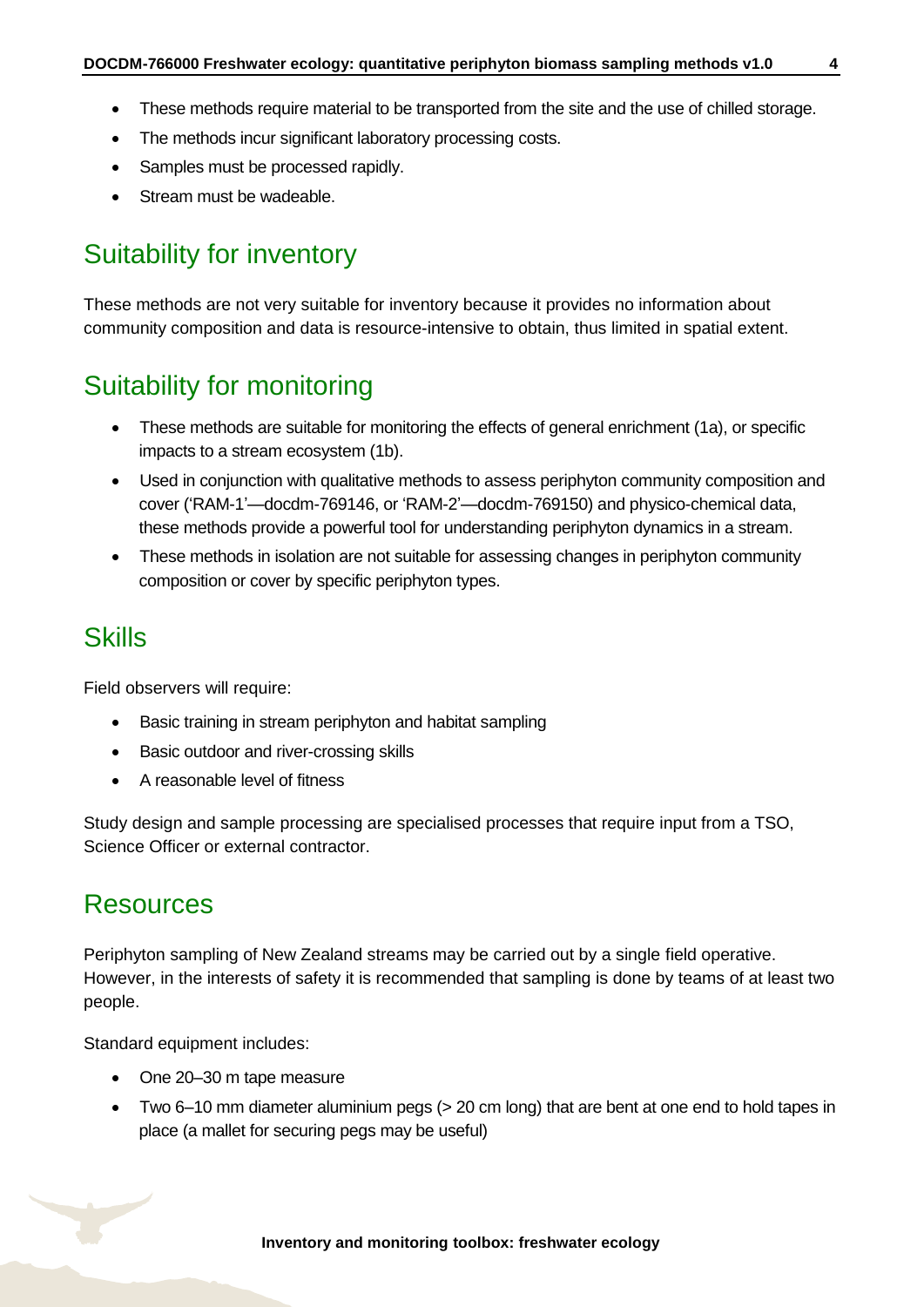- These methods require material to be transported from the site and the use of chilled storage.
- The methods incur significant laboratory processing costs.
- Samples must be processed rapidly.
- Stream must be wadeable.

## Suitability for inventory

These methods are not very suitable for inventory because it provides no information about community composition and data is resource-intensive to obtain, thus limited in spatial extent.

## Suitability for monitoring

- These methods are suitable for monitoring the effects of general enrichment (1a), or specific impacts to a stream ecosystem (1b).
- Used in conjunction with qualitative methods to assess periphyton community composition and cover ('RAM-1'—docdm-769146, or 'RAM-2'—docdm-769150) and physico-chemical data, these methods provide a powerful tool for understanding periphyton dynamics in a stream.
- These methods in isolation are not suitable for assessing changes in periphyton community composition or cover by specific periphyton types.

## Skills

Field observers will require:

- Basic training in stream periphyton and habitat sampling
- Basic outdoor and river-crossing skills
- A reasonable level of fitness

Study design and sample processing are specialised processes that require input from a TSO, Science Officer or external contractor.

## Resources

Periphyton sampling of New Zealand streams may be carried out by a single field operative. However, in the interests of safety it is recommended that sampling is done by teams of at least two people.

Standard equipment includes:

- One 20–30 m tape measure
- Two 6–10 mm diameter aluminium pegs (> 20 cm long) that are bent at one end to hold tapes in place (a mallet for securing pegs may be useful)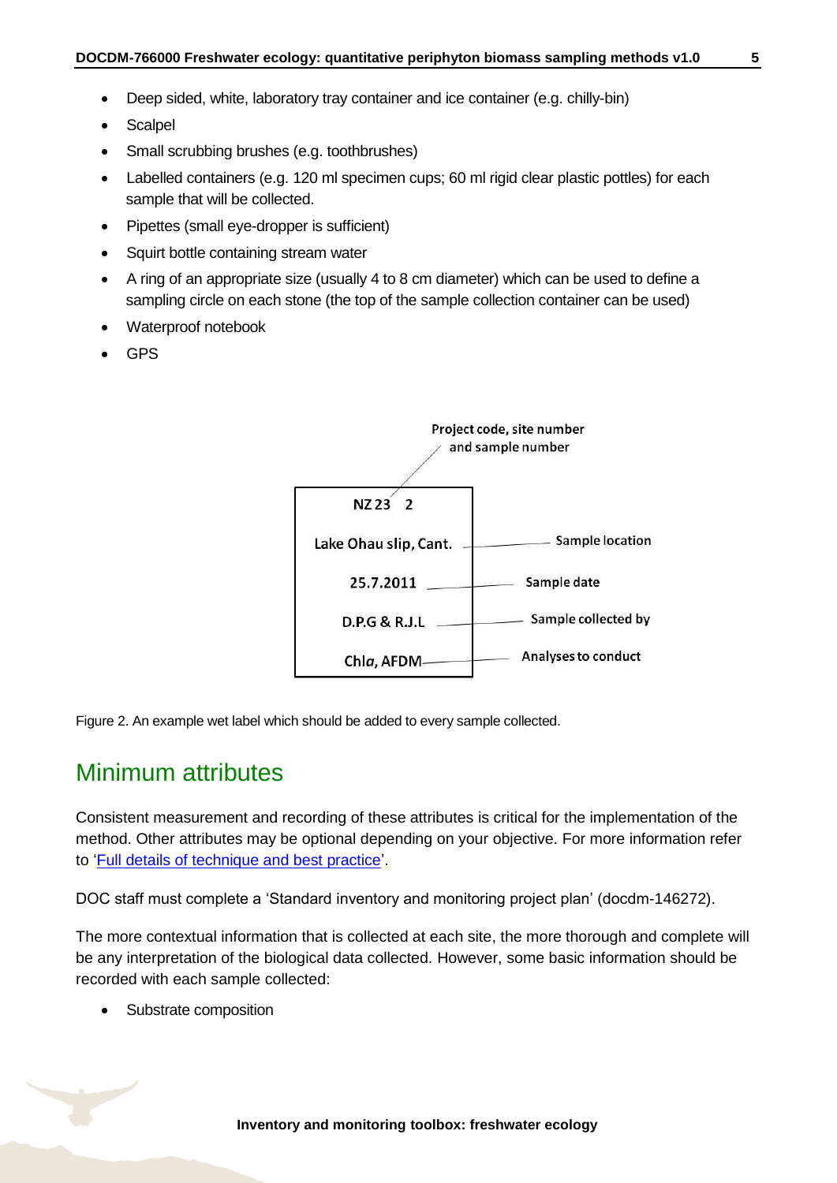- Deep sided, white, laboratory tray container and ice container (e.g. chilly-bin)
- Scalpel
- Small scrubbing brushes (e.g. toothbrushes)
- Labelled containers (e.g. 120 ml specimen cups; 60 ml rigid clear plastic pottles) for each sample that will be collected.
- Pipettes (small eye-dropper is sufficient)
- Squirt bottle containing stream water
- A ring of an appropriate size (usually 4 to 8 cm diameter) which can be used to define a sampling circle on each stone (the top of the sample collection container can be used)
- Waterproof notebook
- GPS

| Label | Field |
| --- | --- |
| NZ 23 2 | Project code, site number and sample number |
| Lake Ohau slip, Cant. | Sample location |
| 25.7.2011 | Sample date |
| D.P.G & R.J.L | Sample collected by |
| Chl*a*, AFDM | Analyses to conduct |

Figure 2. An example wet label which should be added to every sample collected.

## Minimum attributes

Consistent measurement and recording of these attributes is critical for the implementation of the method. Other attributes may be optional depending on your objective. For more information refer to 'Full details of technique and best practice'.

DOC staff must complete a 'Standard inventory and monitoring project plan' (docdm-146272).

The more contextual information that is collected at each site, the more thorough and complete will be any interpretation of the biological data collected. However, some basic information should be recorded with each sample collected:

- Substrate composition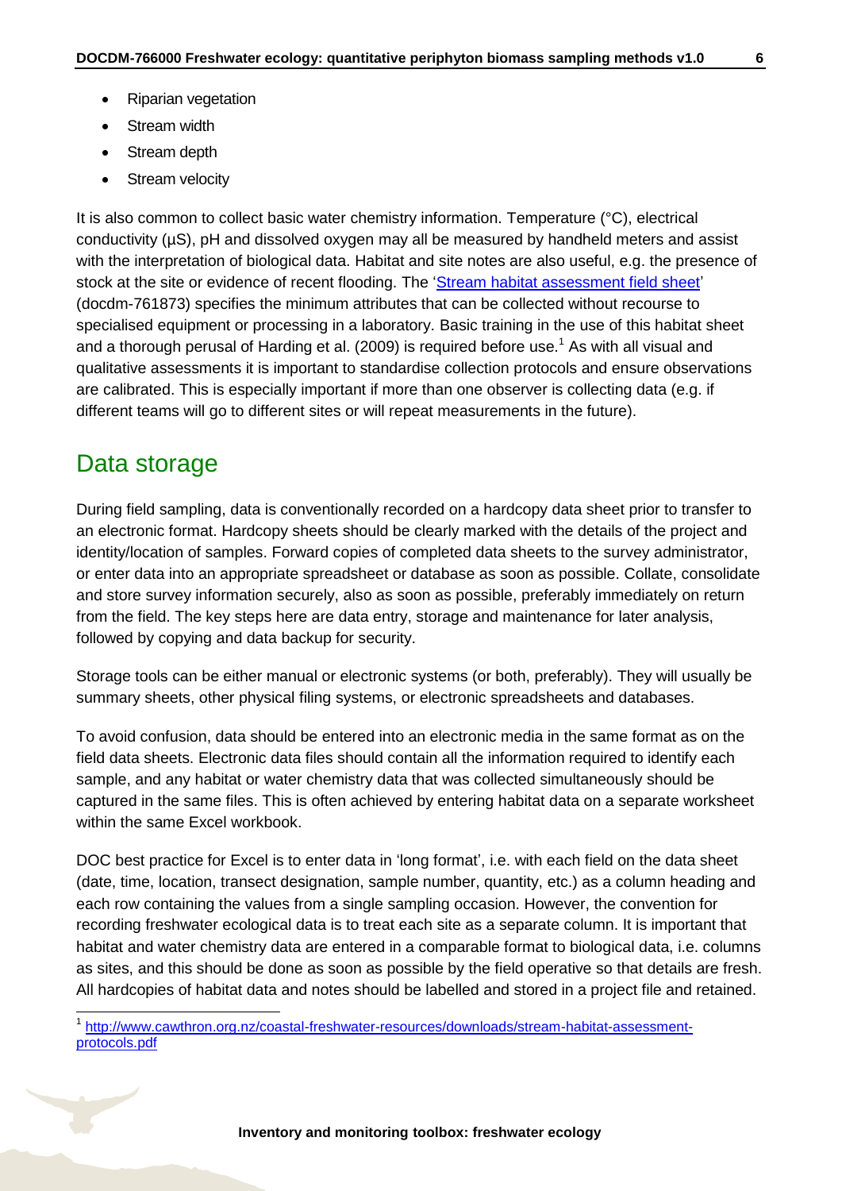- Riparian vegetation
- Stream width
- Stream depth
- Stream velocity

It is also common to collect basic water chemistry information. Temperature (°C), electrical conductivity (µS), pH and dissolved oxygen may all be measured by handheld meters and assist with the interpretation of biological data. Habitat and site notes are also useful, e.g. the presence of stock at the site or evidence of recent flooding. The '[Stream habitat assessment field sheet](#)' (docdm-761873) specifies the minimum attributes that can be collected without recourse to specialised equipment or processing in a laboratory. Basic training in the use of this habitat sheet and a thorough perusal of Harding et al. (2009) is required before use.[1] As with all visual and qualitative assessments it is important to standardise collection protocols and ensure observations are calibrated. This is especially important if more than one observer is collecting data (e.g. if different teams will go to different sites or will repeat measurements in the future).

## Data storage

During field sampling, data is conventionally recorded on a hardcopy data sheet prior to transfer to an electronic format. Hardcopy sheets should be clearly marked with the details of the project and identity/location of samples. Forward copies of completed data sheets to the survey administrator, or enter data into an appropriate spreadsheet or database as soon as possible. Collate, consolidate and store survey information securely, also as soon as possible, preferably immediately on return from the field. The key steps here are data entry, storage and maintenance for later analysis, followed by copying and data backup for security.

Storage tools can be either manual or electronic systems (or both, preferably). They will usually be summary sheets, other physical filing systems, or electronic spreadsheets and databases.

To avoid confusion, data should be entered into an electronic media in the same format as on the field data sheets. Electronic data files should contain all the information required to identify each sample, and any habitat or water chemistry data that was collected simultaneously should be captured in the same files. This is often achieved by entering habitat data on a separate worksheet within the same Excel workbook.

DOC best practice for Excel is to enter data in 'long format', i.e. with each field on the data sheet (date, time, location, transect designation, sample number, quantity, etc.) as a column heading and each row containing the values from a single sampling occasion. However, the convention for recording freshwater ecological data is to treat each site as a separate column. It is important that habitat and water chemistry data are entered in a comparable format to biological data, i.e. columns as sites, and this should be done as soon as possible by the field operative so that details are fresh. All hardcopies of habitat data and notes should be labelled and stored in a project file and retained.

[1] http://www.cawthron.org.nz/coastal-freshwater-resources/downloads/stream-habitat-assessment-protocols.pdf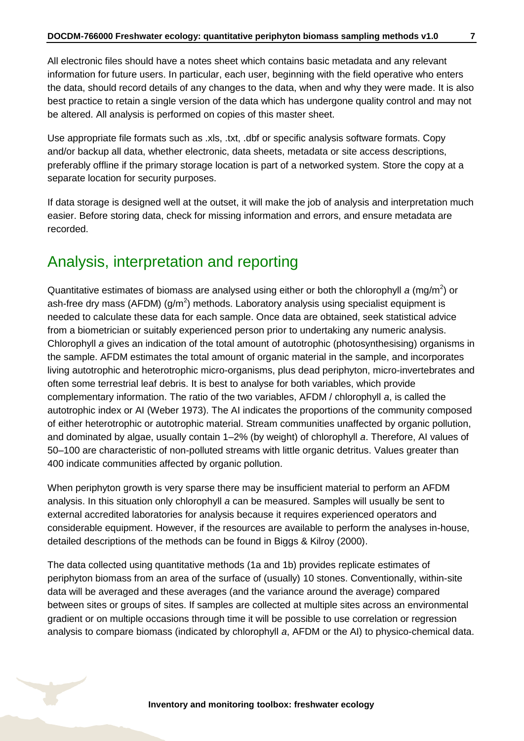All electronic files should have a notes sheet which contains basic metadata and any relevant information for future users. In particular, each user, beginning with the field operative who enters the data, should record details of any changes to the data, when and why they were made. It is also best practice to retain a single version of the data which has undergone quality control and may not be altered. All analysis is performed on copies of this master sheet.

Use appropriate file formats such as .xls, .txt, .dbf or specific analysis software formats. Copy and/or backup all data, whether electronic, data sheets, metadata or site access descriptions, preferably offline if the primary storage location is part of a networked system. Store the copy at a separate location for security purposes.

If data storage is designed well at the outset, it will make the job of analysis and interpretation much easier. Before storing data, check for missing information and errors, and ensure metadata are recorded.

# Analysis, interpretation and reporting

Quantitative estimates of biomass are analysed using either or both the chlorophyll *a* ($mg/m^2$) or ash-free dry mass (AFDM) ($g/m^2$) methods. Laboratory analysis using specialist equipment is needed to calculate these data for each sample. Once data are obtained, seek statistical advice from a biometrician or suitably experienced person prior to undertaking any numeric analysis. Chlorophyll *a* gives an indication of the total amount of autotrophic (photosynthesising) organisms in the sample. AFDM estimates the total amount of organic material in the sample, and incorporates living autotrophic and heterotrophic micro-organisms, plus dead periphyton, micro-invertebrates and often some terrestrial leaf debris. It is best to analyse for both variables, which provide complementary information. The ratio of the two variables, AFDM / chlorophyll *a*, is called the autotrophic index or AI (Weber 1973). The AI indicates the proportions of the community composed of either heterotrophic or autotrophic material. Stream communities unaffected by organic pollution, and dominated by algae, usually contain 1–2% (by weight) of chlorophyll *a*. Therefore, AI values of 50–100 are characteristic of non-polluted streams with little organic detritus. Values greater than 400 indicate communities affected by organic pollution.

When periphyton growth is very sparse there may be insufficient material to perform an AFDM analysis. In this situation only chlorophyll *a* can be measured. Samples will usually be sent to external accredited laboratories for analysis because it requires experienced operators and considerable equipment. However, if the resources are available to perform the analyses in-house, detailed descriptions of the methods can be found in Biggs & Kilroy (2000).

The data collected using quantitative methods (1a and 1b) provides replicate estimates of periphyton biomass from an area of the surface of (usually) 10 stones. Conventionally, within-site data will be averaged and these averages (and the variance around the average) compared between sites or groups of sites. If samples are collected at multiple sites across an environmental gradient or on multiple occasions through time it will be possible to use correlation or regression analysis to compare biomass (indicated by chlorophyll *a*, AFDM or the AI) to physico-chemical data.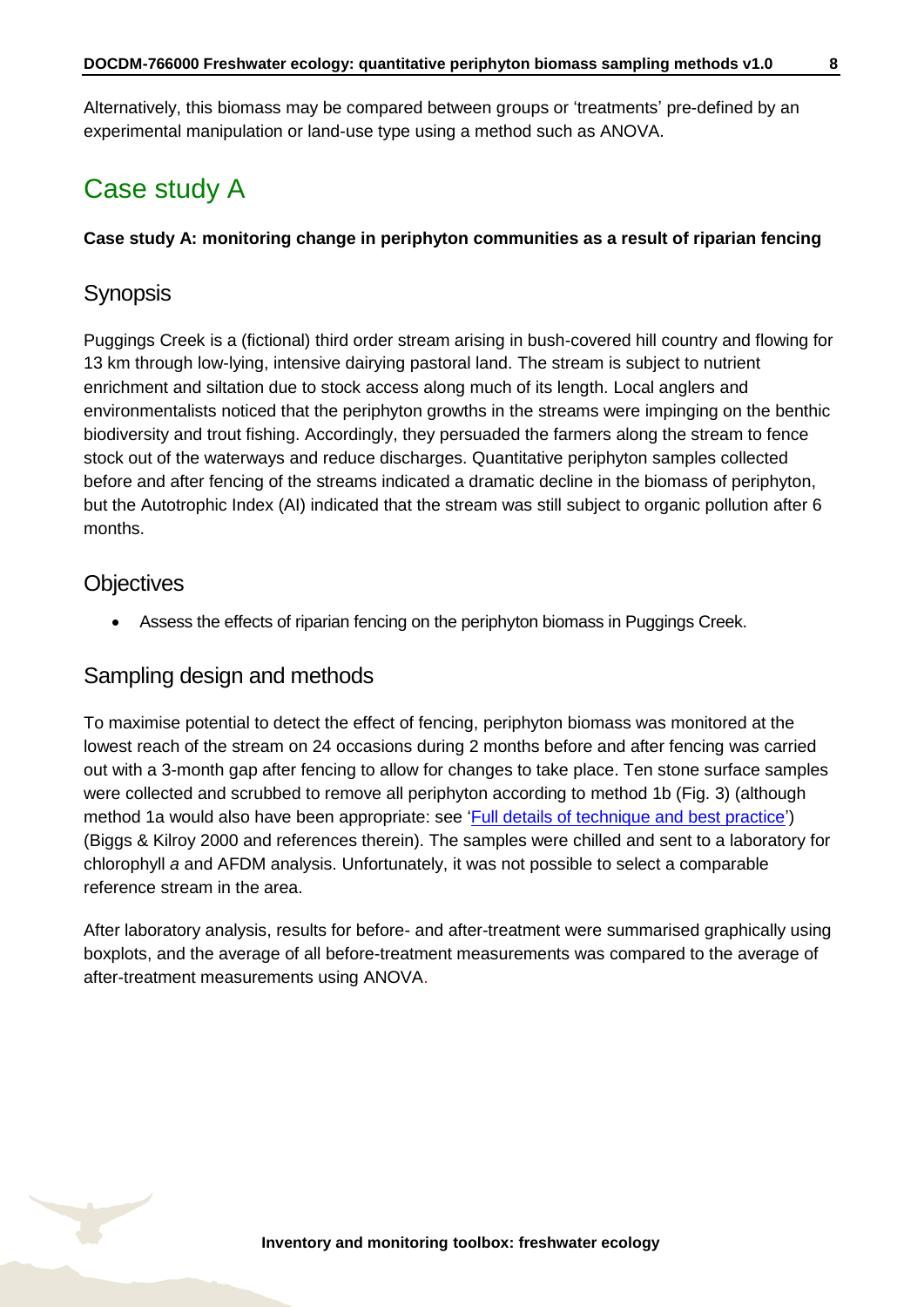Alternatively, this biomass may be compared between groups or 'treatments' pre-defined by an experimental manipulation or land-use type using a method such as ANOVA.

# Case study A

**Case study A: monitoring change in periphyton communities as a result of riparian fencing**

## Synopsis

Puggings Creek is a (fictional) third order stream arising in bush-covered hill country and flowing for 13 km through low-lying, intensive dairying pastoral land. The stream is subject to nutrient enrichment and siltation due to stock access along much of its length. Local anglers and environmentalists noticed that the periphyton growths in the streams were impinging on the benthic biodiversity and trout fishing. Accordingly, they persuaded the farmers along the stream to fence stock out of the waterways and reduce discharges. Quantitative periphyton samples collected before and after fencing of the streams indicated a dramatic decline in the biomass of periphyton, but the Autotrophic Index (AI) indicated that the stream was still subject to organic pollution after 6 months.

## Objectives

- Assess the effects of riparian fencing on the periphyton biomass in Puggings Creek.

## Sampling design and methods

To maximise potential to detect the effect of fencing, periphyton biomass was monitored at the lowest reach of the stream on 24 occasions during 2 months before and after fencing was carried out with a 3-month gap after fencing to allow for changes to take place. Ten stone surface samples were collected and scrubbed to remove all periphyton according to method 1b (Fig. 3) (although method 1a would also have been appropriate: see 'Full details of technique and best practice') (Biggs & Kilroy 2000 and references therein). The samples were chilled and sent to a laboratory for chlorophyll *a* and AFDM analysis. Unfortunately, it was not possible to select a comparable reference stream in the area.

After laboratory analysis, results for before- and after-treatment were summarised graphically using boxplots, and the average of all before-treatment measurements was compared to the average of after-treatment measurements using ANOVA.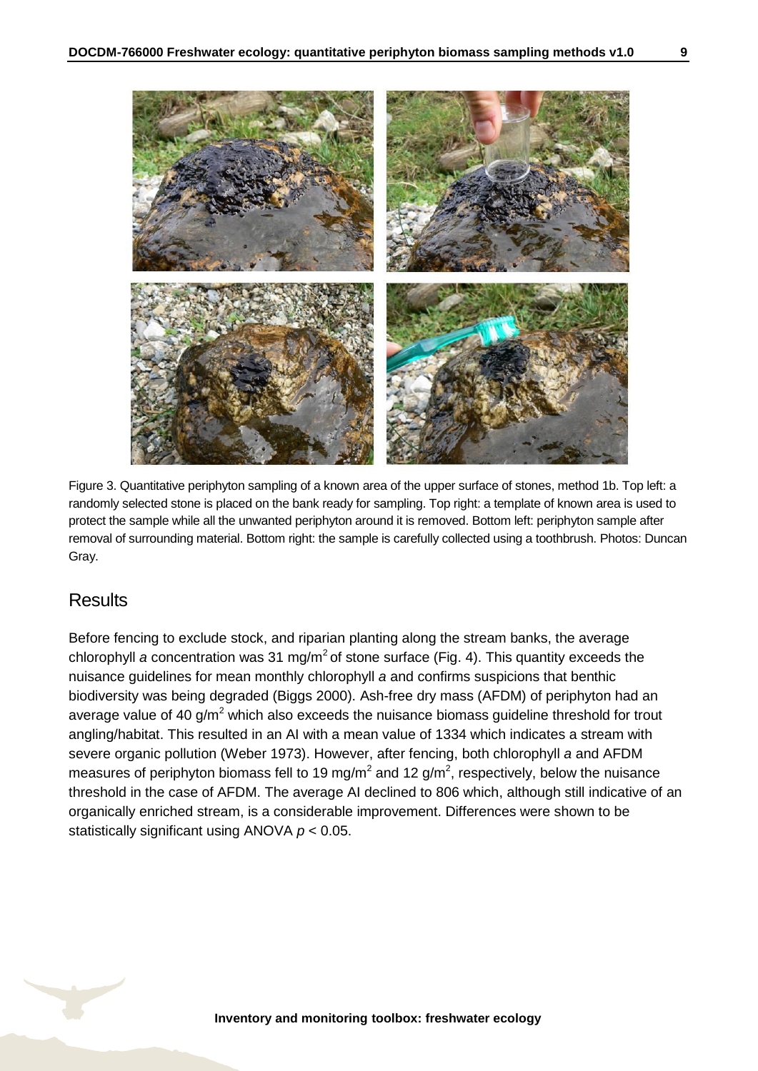Figure 3. Quantitative periphyton sampling of a known area of the upper surface of stones, method 1b. Top left: a randomly selected stone is placed on the bank ready for sampling. Top right: a template of known area is used to protect the sample while all the unwanted periphyton around it is removed. Bottom left: periphyton sample after removal of surrounding material. Bottom right: the sample is carefully collected using a toothbrush. Photos: Duncan Gray.

## Results

Before fencing to exclude stock, and riparian planting along the stream banks, the average chlorophyll *a* concentration was 31 mg/m$^2$ of stone surface (Fig. 4). This quantity exceeds the nuisance guidelines for mean monthly chlorophyll *a* and confirms suspicions that benthic biodiversity was being degraded (Biggs 2000). Ash-free dry mass (AFDM) of periphyton had an average value of 40 g/m$^2$ which also exceeds the nuisance biomass guideline threshold for trout angling/habitat. This resulted in an AI with a mean value of 1334 which indicates a stream with severe organic pollution (Weber 1973). However, after fencing, both chlorophyll *a* and AFDM measures of periphyton biomass fell to 19 mg/m$^2$ and 12 g/m$^2$, respectively, below the nuisance threshold in the case of AFDM. The average AI declined to 806 which, although still indicative of an organically enriched stream, is a considerable improvement. Differences were shown to be statistically significant using ANOVA $p < 0.05$.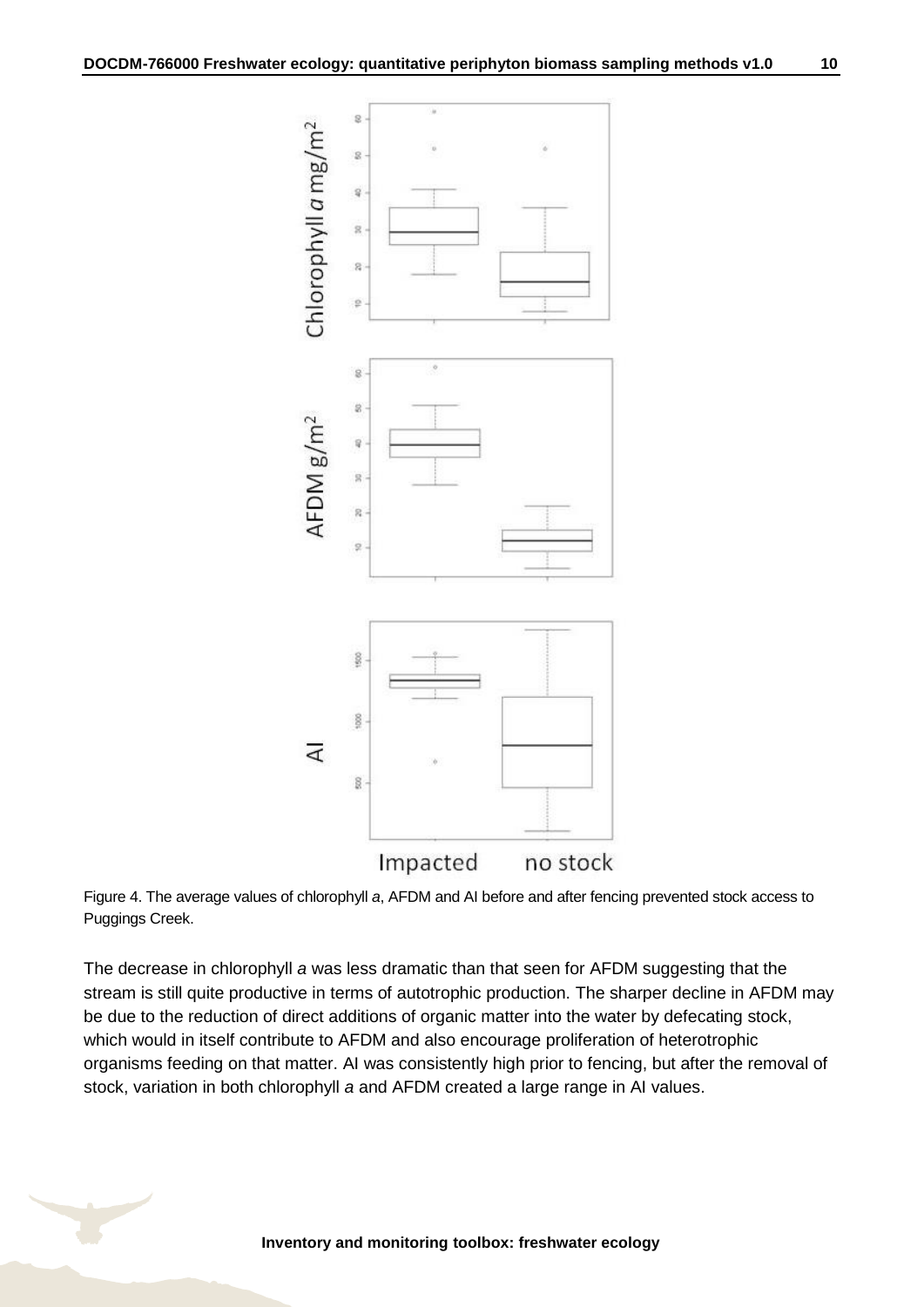Figure 4. The average values of chlorophyll *a*, AFDM and AI before and after fencing prevented stock access to Puggings Creek.

The decrease in chlorophyll *a* was less dramatic than that seen for AFDM suggesting that the stream is still quite productive in terms of autotrophic production. The sharper decline in AFDM may be due to the reduction of direct additions of organic matter into the water by defecating stock, which would in itself contribute to AFDM and also encourage proliferation of heterotrophic organisms feeding on that matter. AI was consistently high prior to fencing, but after the removal of stock, variation in both chlorophyll *a* and AFDM created a large range in AI values.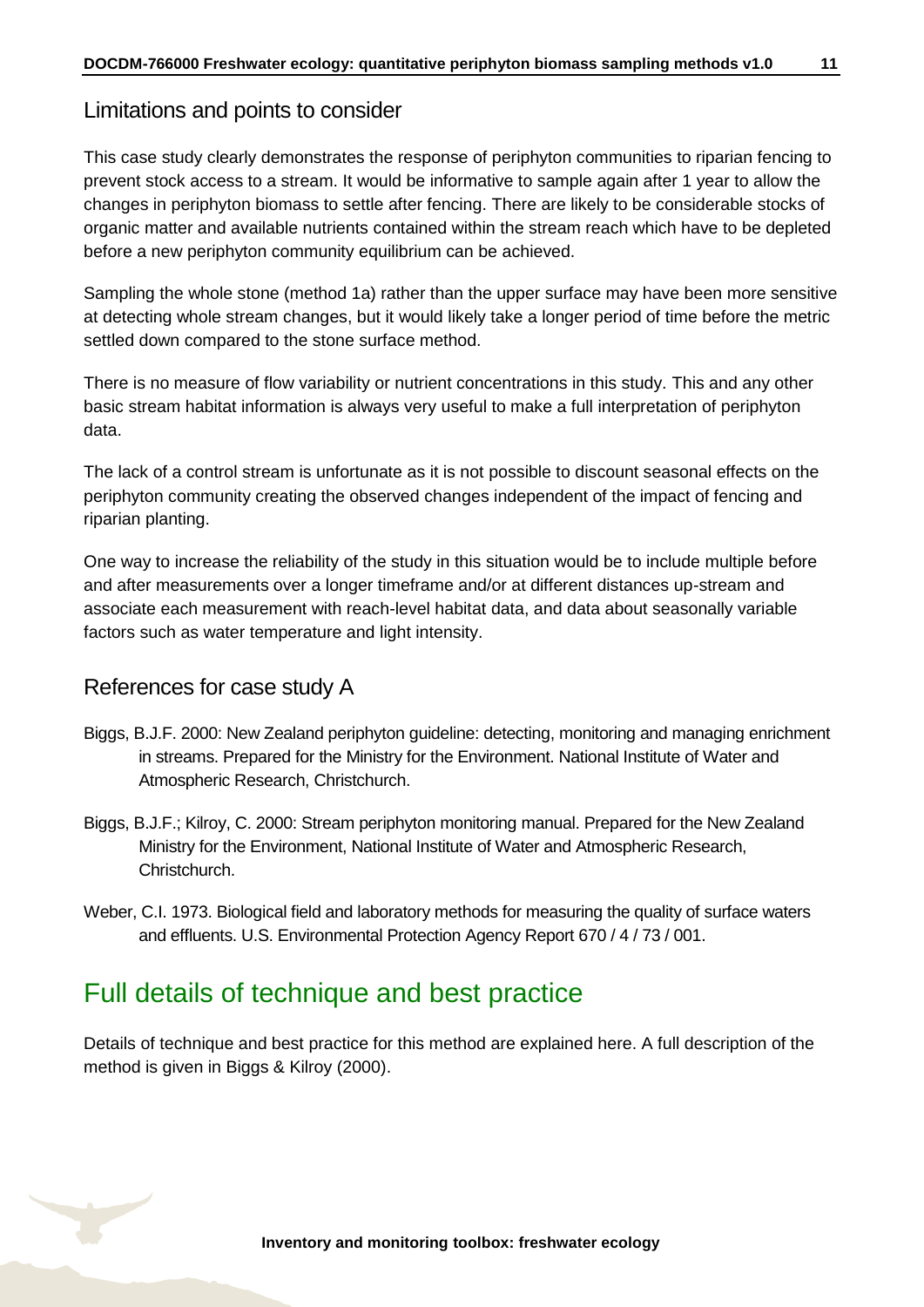## Limitations and points to consider

This case study clearly demonstrates the response of periphyton communities to riparian fencing to prevent stock access to a stream. It would be informative to sample again after 1 year to allow the changes in periphyton biomass to settle after fencing. There are likely to be considerable stocks of organic matter and available nutrients contained within the stream reach which have to be depleted before a new periphyton community equilibrium can be achieved.

Sampling the whole stone (method 1a) rather than the upper surface may have been more sensitive at detecting whole stream changes, but it would likely take a longer period of time before the metric settled down compared to the stone surface method.

There is no measure of flow variability or nutrient concentrations in this study. This and any other basic stream habitat information is always very useful to make a full interpretation of periphyton data.

The lack of a control stream is unfortunate as it is not possible to discount seasonal effects on the periphyton community creating the observed changes independent of the impact of fencing and riparian planting.

One way to increase the reliability of the study in this situation would be to include multiple before and after measurements over a longer timeframe and/or at different distances up-stream and associate each measurement with reach-level habitat data, and data about seasonally variable factors such as water temperature and light intensity.

## References for case study A

Biggs, B.J.F. 2000: New Zealand periphyton guideline: detecting, monitoring and managing enrichment in streams. Prepared for the Ministry for the Environment. National Institute of Water and Atmospheric Research, Christchurch.

Biggs, B.J.F.; Kilroy, C. 2000: Stream periphyton monitoring manual. Prepared for the New Zealand Ministry for the Environment, National Institute of Water and Atmospheric Research, Christchurch.

Weber, C.I. 1973. Biological field and laboratory methods for measuring the quality of surface waters and effluents. U.S. Environmental Protection Agency Report 670 / 4 / 73 / 001.

# Full details of technique and best practice

Details of technique and best practice for this method are explained here. A full description of the method is given in Biggs & Kilroy (2000).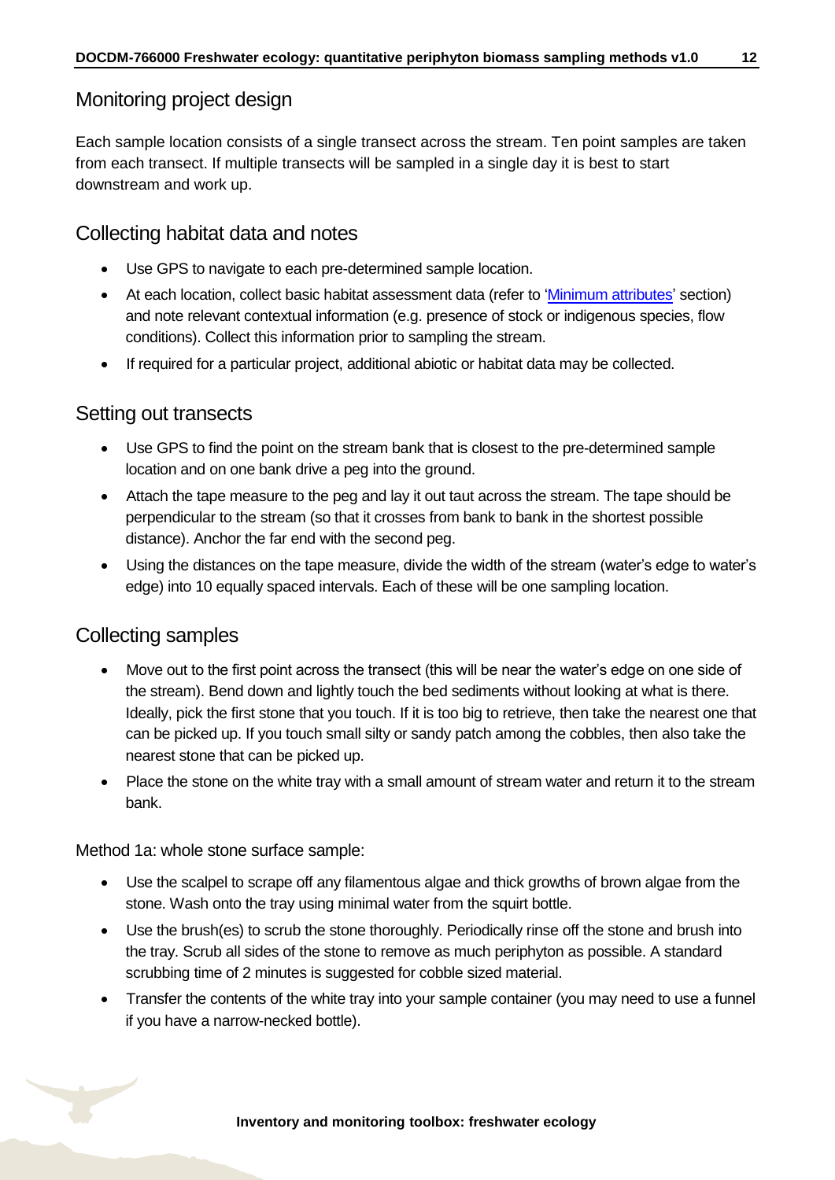## Monitoring project design

Each sample location consists of a single transect across the stream. Ten point samples are taken from each transect. If multiple transects will be sampled in a single day it is best to start downstream and work up.

## Collecting habitat data and notes

- Use GPS to navigate to each pre-determined sample location.
- At each location, collect basic habitat assessment data (refer to 'Minimum attributes' section) and note relevant contextual information (e.g. presence of stock or indigenous species, flow conditions). Collect this information prior to sampling the stream.
- If required for a particular project, additional abiotic or habitat data may be collected.

## Setting out transects

- Use GPS to find the point on the stream bank that is closest to the pre-determined sample location and on one bank drive a peg into the ground.
- Attach the tape measure to the peg and lay it out taut across the stream. The tape should be perpendicular to the stream (so that it crosses from bank to bank in the shortest possible distance). Anchor the far end with the second peg.
- Using the distances on the tape measure, divide the width of the stream (water's edge to water's edge) into 10 equally spaced intervals. Each of these will be one sampling location.

## Collecting samples

- Move out to the first point across the transect (this will be near the water's edge on one side of the stream). Bend down and lightly touch the bed sediments without looking at what is there. Ideally, pick the first stone that you touch. If it is too big to retrieve, then take the nearest one that can be picked up. If you touch small silty or sandy patch among the cobbles, then also take the nearest stone that can be picked up.
- Place the stone on the white tray with a small amount of stream water and return it to the stream bank.

Method 1a: whole stone surface sample:

- Use the scalpel to scrape off any filamentous algae and thick growths of brown algae from the stone. Wash onto the tray using minimal water from the squirt bottle.
- Use the brush(es) to scrub the stone thoroughly. Periodically rinse off the stone and brush into the tray. Scrub all sides of the stone to remove as much periphyton as possible. A standard scrubbing time of 2 minutes is suggested for cobble sized material.
- Transfer the contents of the white tray into your sample container (you may need to use a funnel if you have a narrow-necked bottle).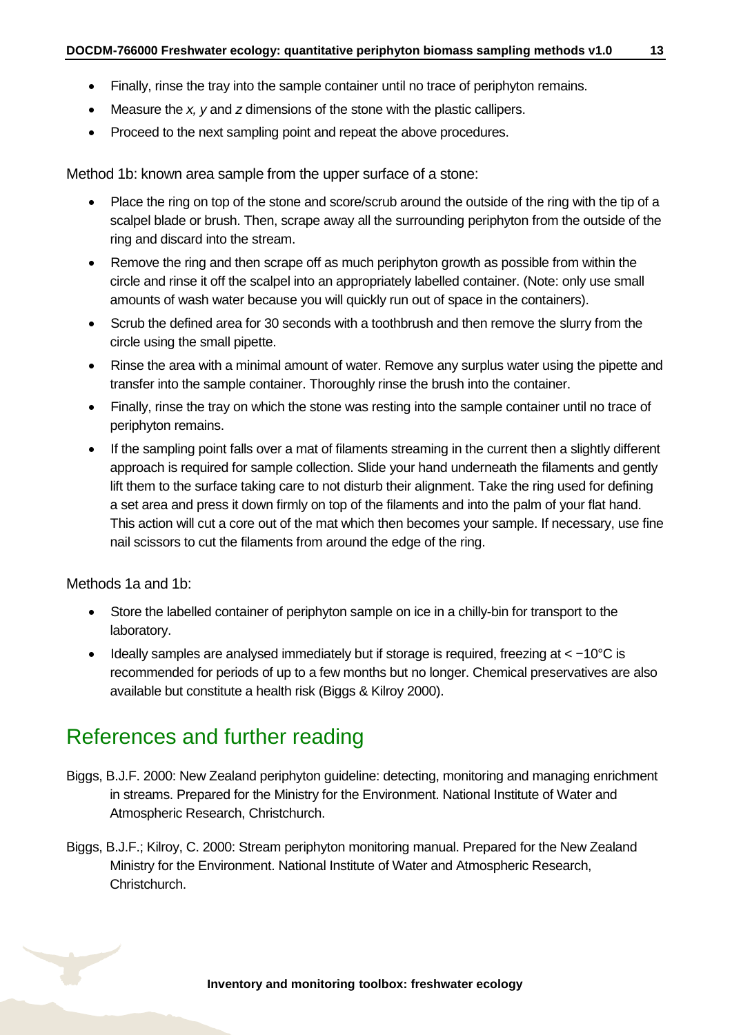- Finally, rinse the tray into the sample container until no trace of periphyton remains.
- Measure the *x, y* and *z* dimensions of the stone with the plastic callipers.
- Proceed to the next sampling point and repeat the above procedures.

Method 1b: known area sample from the upper surface of a stone:

- Place the ring on top of the stone and score/scrub around the outside of the ring with the tip of a scalpel blade or brush. Then, scrape away all the surrounding periphyton from the outside of the ring and discard into the stream.
- Remove the ring and then scrape off as much periphyton growth as possible from within the circle and rinse it off the scalpel into an appropriately labelled container. (Note: only use small amounts of wash water because you will quickly run out of space in the containers).
- Scrub the defined area for 30 seconds with a toothbrush and then remove the slurry from the circle using the small pipette.
- Rinse the area with a minimal amount of water. Remove any surplus water using the pipette and transfer into the sample container. Thoroughly rinse the brush into the container.
- Finally, rinse the tray on which the stone was resting into the sample container until no trace of periphyton remains.
- If the sampling point falls over a mat of filaments streaming in the current then a slightly different approach is required for sample collection. Slide your hand underneath the filaments and gently lift them to the surface taking care to not disturb their alignment. Take the ring used for defining a set area and press it down firmly on top of the filaments and into the palm of your flat hand. This action will cut a core out of the mat which then becomes your sample. If necessary, use fine nail scissors to cut the filaments from around the edge of the ring.

Methods 1a and 1b:

- Store the labelled container of periphyton sample on ice in a chilly-bin for transport to the laboratory.
- Ideally samples are analysed immediately but if storage is required, freezing at < −10°C is recommended for periods of up to a few months but no longer. Chemical preservatives are also available but constitute a health risk (Biggs & Kilroy 2000).

# References and further reading

Biggs, B.J.F. 2000: New Zealand periphyton guideline: detecting, monitoring and managing enrichment in streams. Prepared for the Ministry for the Environment. National Institute of Water and Atmospheric Research, Christchurch.

Biggs, B.J.F.; Kilroy, C. 2000: Stream periphyton monitoring manual. Prepared for the New Zealand Ministry for the Environment. National Institute of Water and Atmospheric Research, Christchurch.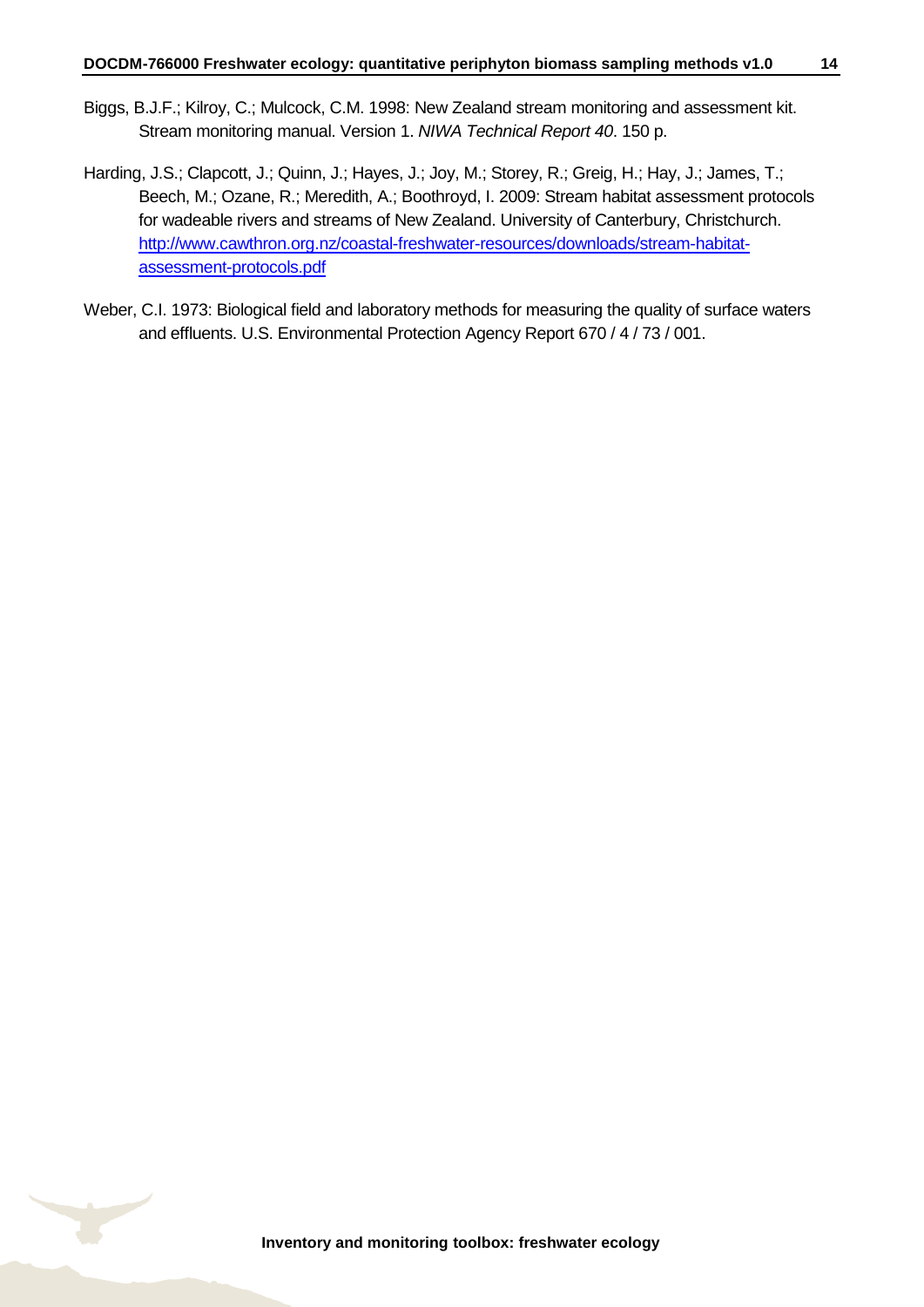Biggs, B.J.F.; Kilroy, C.; Mulcock, C.M. 1998: New Zealand stream monitoring and assessment kit. Stream monitoring manual. Version 1. *NIWA Technical Report 40*. 150 p.

Harding, J.S.; Clapcott, J.; Quinn, J.; Hayes, J.; Joy, M.; Storey, R.; Greig, H.; Hay, J.; James, T.; Beech, M.; Ozane, R.; Meredith, A.; Boothroyd, I. 2009: Stream habitat assessment protocols for wadeable rivers and streams of New Zealand. University of Canterbury, Christchurch. [http://www.cawthron.org.nz/coastal-freshwater-resources/downloads/stream-habitat-assessment-protocols.pdf](http://www.cawthron.org.nz/coastal-freshwater-resources/downloads/stream-habitat-assessment-protocols.pdf)

Weber, C.I. 1973: Biological field and laboratory methods for measuring the quality of surface waters and effluents. U.S. Environmental Protection Agency Report 670 / 4 / 73 / 001.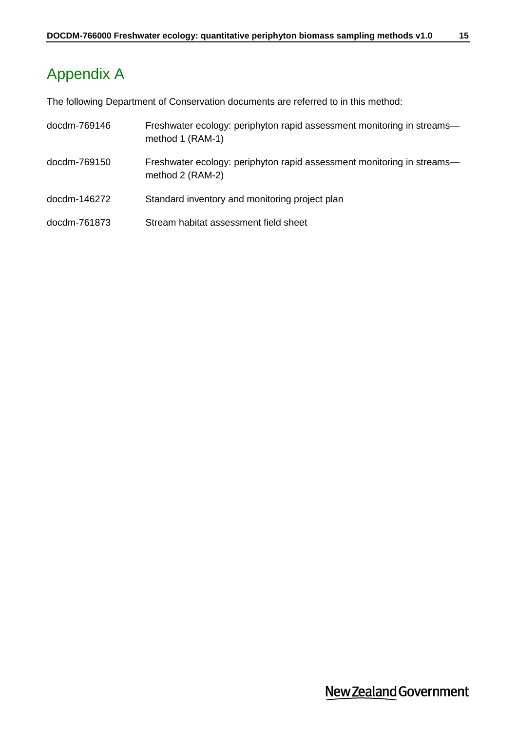# Appendix A

The following Department of Conservation documents are referred to in this method:

| | |
|---|---|
| docdm-769146 | Freshwater ecology: periphyton rapid assessment monitoring in streams—method 1 (RAM-1) |
| docdm-769150 | Freshwater ecology: periphyton rapid assessment monitoring in streams—method 2 (RAM-2) |
| docdm-146272 | Standard inventory and monitoring project plan |
| docdm-761873 | Stream habitat assessment field sheet |